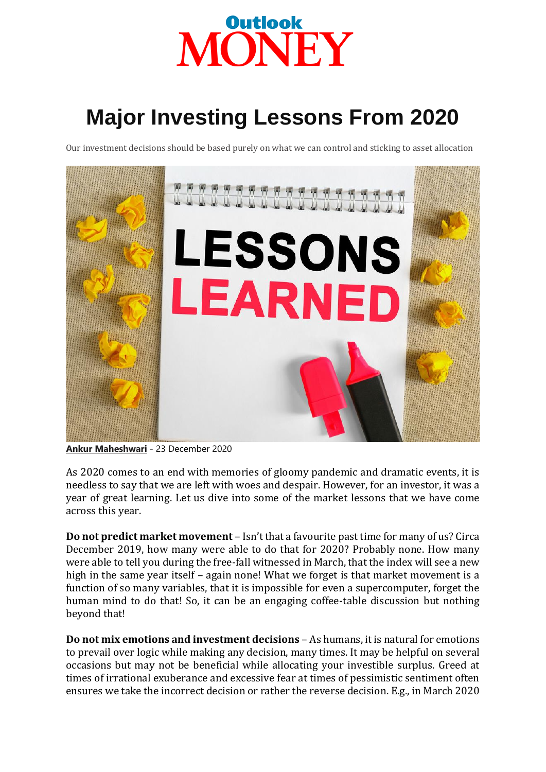Outlook MONEY

# Major Investing Lessons From 2020

Our investment decisions should be based purely on what we can control and sticking to asset allocation

**Ankur Maheshwari** - 23 December 2020

As 2020 comes to an end with memories of gloomy pandemic and dramatic events, it is needless to say that we are left with woes and despair. However, for an investor, it was a year of great learning. Let us dive into some of the market lessons that we have come across this year.

**Do not predict market movement** – Isn't that a favourite past time for many of us? Circa December 2019, how many were able to do that for 2020? Probably none. How many were able to tell you during the free-fall witnessed in March, that the index will see a new high in the same year itself – again none! What we forget is that market movement is a function of so many variables, that it is impossible for even a supercomputer, forget the human mind to do that! So, it can be an engaging coffee-table discussion but nothing beyond that!

**Do not mix emotions and investment decisions** – As humans, it is natural for emotions to prevail over logic while making any decision, many times. It may be helpful on several occasions but may not be beneficial while allocating your investible surplus. Greed at times of irrational exuberance and excessive fear at times of pessimistic sentiment often ensures we take the incorrect decision or rather the reverse decision. E.g., in March 2020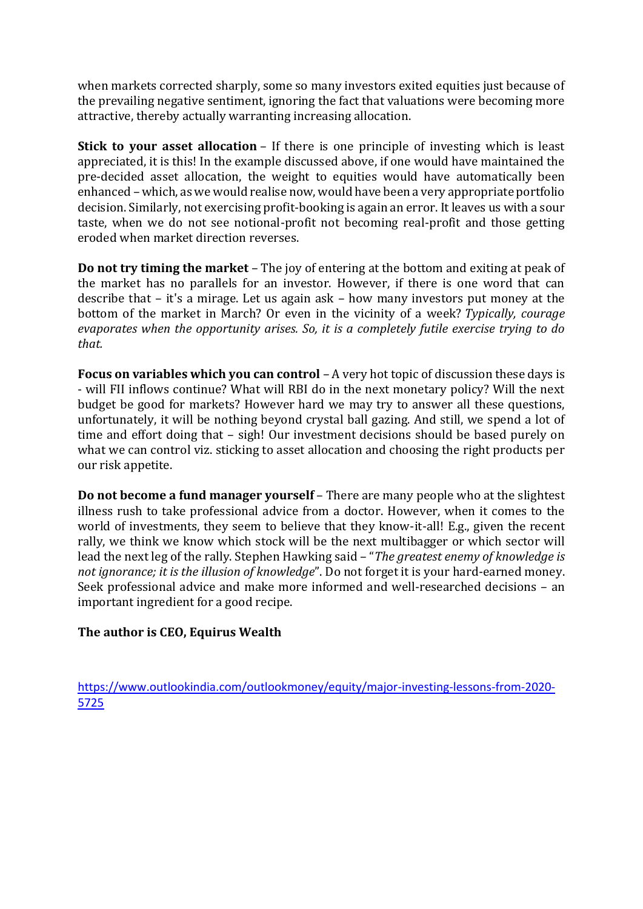when markets corrected sharply, some so many investors exited equities just because of the prevailing negative sentiment, ignoring the fact that valuations were becoming more attractive, thereby actually warranting increasing allocation.

**Stick to your asset allocation** – If there is one principle of investing which is least appreciated, it is this! In the example discussed above, if one would have maintained the pre-decided asset allocation, the weight to equities would have automatically been enhanced – which, as we would realise now, would have been a very appropriate portfolio decision. Similarly, not exercising profit-booking is again an error. It leaves us with a sour taste, when we do not see notional-profit not becoming real-profit and those getting eroded when market direction reverses.

**Do not try timing the market** – The joy of entering at the bottom and exiting at peak of the market has no parallels for an investor. However, if there is one word that can describe that – it's a mirage. Let us again ask – how many investors put money at the bottom of the market in March? Or even in the vicinity of a week? *Typically, courage evaporates when the opportunity arises. So, it is a completely futile exercise trying to do that.*

**Focus on variables which you can control** – A very hot topic of discussion these days is - will FII inflows continue? What will RBI do in the next monetary policy? Will the next budget be good for markets? However hard we may try to answer all these questions, unfortunately, it will be nothing beyond crystal ball gazing. And still, we spend a lot of time and effort doing that – sigh! Our investment decisions should be based purely on what we can control viz. sticking to asset allocation and choosing the right products per our risk appetite.

**Do not become a fund manager yourself** – There are many people who at the slightest illness rush to take professional advice from a doctor. However, when it comes to the world of investments, they seem to believe that they know-it-all! E.g., given the recent rally, we think we know which stock will be the next multibagger or which sector will lead the next leg of the rally. Stephen Hawking said – "*The greatest enemy of knowledge is not ignorance; it is the illusion of knowledge*". Do not forget it is your hard-earned money. Seek professional advice and make more informed and well-researched decisions – an important ingredient for a good recipe.

**The author is CEO, Equirus Wealth**

https://www.outlookindia.com/outlookmoney/equity/major-investing-lessons-from-2020-5725